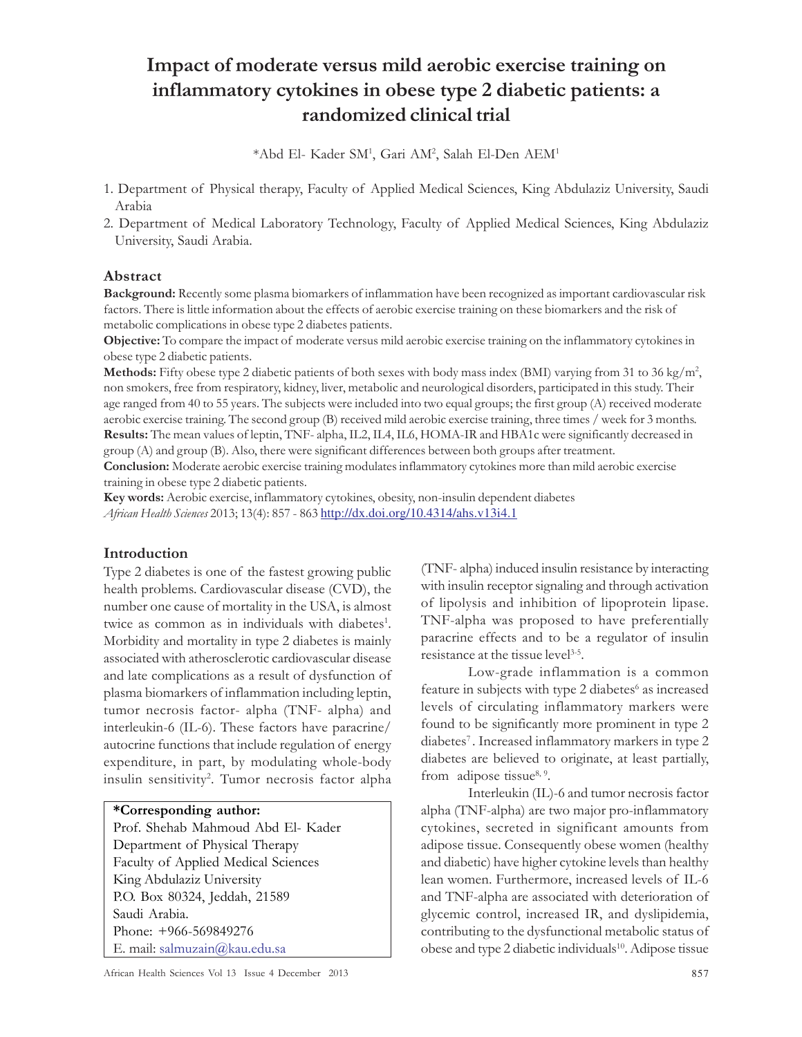# Impact of moderate versus mild aerobic exercise training on inflammatory cytokines in obese type 2 diabetic patients: a randomized clinical trial

*Abd El- Kader SM[1], Gari AM[2], Salah El-Den AEM[1]

1. Department of Physical therapy, Faculty of Applied Medical Sciences, King Abdulaziz University, Saudi Arabia
2. Department of Medical Laboratory Technology, Faculty of Applied Medical Sciences, King Abdulaziz University, Saudi Arabia.

## Abstract

**Background:** Recently some plasma biomarkers of inflammation have been recognized as important cardiovascular risk factors. There is little information about the effects of aerobic exercise training on these biomarkers and the risk of metabolic complications in obese type 2 diabetes patients.

**Objective:** To compare the impact of moderate versus mild aerobic exercise training on the inflammatory cytokines in obese type 2 diabetic patients.

**Methods:** Fifty obese type 2 diabetic patients of both sexes with body mass index (BMI) varying from 31 to 36 kg/m$^2$, non smokers, free from respiratory, kidney, liver, metabolic and neurological disorders, participated in this study. Their age ranged from 40 to 55 years. The subjects were included into two equal groups; the first group (A) received moderate aerobic exercise training. The second group (B) received mild aerobic exercise training, three times / week for 3 months.

**Results:** The mean values of leptin, TNF- alpha, IL2, IL4, IL6, HOMA-IR and HBA1c were significantly decreased in group (A) and group (B). Also, there were significant differences between both groups after treatment.

**Conclusion:** Moderate aerobic exercise training modulates inflammatory cytokines more than mild aerobic exercise training in obese type 2 diabetic patients.

**Key words:** Aerobic exercise, inflammatory cytokines, obesity, non-insulin dependent diabetes

*African Health Sciences* 2013; 13(4): 857 - 863 http://dx.doi.org/10.4314/ahs.v13i4.1

## Introduction

Type 2 diabetes is one of the fastest growing public health problems. Cardiovascular disease (CVD), the number one cause of mortality in the USA, is almost twice as common as in individuals with diabetes[1]. Morbidity and mortality in type 2 diabetes is mainly associated with atherosclerotic cardiovascular disease and late complications as a result of dysfunction of plasma biomarkers of inflammation including leptin, tumor necrosis factor- alpha (TNF- alpha) and interleukin-6 (IL-6). These factors have paracrine/ autocrine functions that include regulation of energy expenditure, in part, by modulating whole-body insulin sensitivity[2]. Tumor necrosis factor alpha (TNF- alpha) induced insulin resistance by interacting with insulin receptor signaling and through activation of lipolysis and inhibition of lipoprotein lipase. TNF-alpha was proposed to have preferentially paracrine effects and to be a regulator of insulin resistance at the tissue level[3-5].

Low-grade inflammation is a common feature in subjects with type 2 diabetes[6] as increased levels of circulating inflammatory markers were found to be significantly more prominent in type 2 diabetes[7]. Increased inflammatory markers in type 2 diabetes are believed to originate, at least partially, from adipose tissue[8, 9].

Interleukin (IL)-6 and tumor necrosis factor alpha (TNF-alpha) are two major pro-inflammatory cytokines, secreted in significant amounts from adipose tissue. Consequently obese women (healthy and diabetic) have higher cytokine levels than healthy lean women. Furthermore, increased levels of IL-6 and TNF-alpha are associated with deterioration of glycemic control, increased IR, and dyslipidemia, contributing to the dysfunctional metabolic status of obese and type 2 diabetic individuals[10]. Adipose tissue

**\*Corresponding author:**
Prof. Shehab Mahmoud Abd El- Kader
Department of Physical Therapy
Faculty of Applied Medical Sciences
King Abdulaziz University
P.O. Box 80324, Jeddah, 21589
Saudi Arabia.
Phone: +966-569849276
E. mail: salmuzain@kau.edu.sa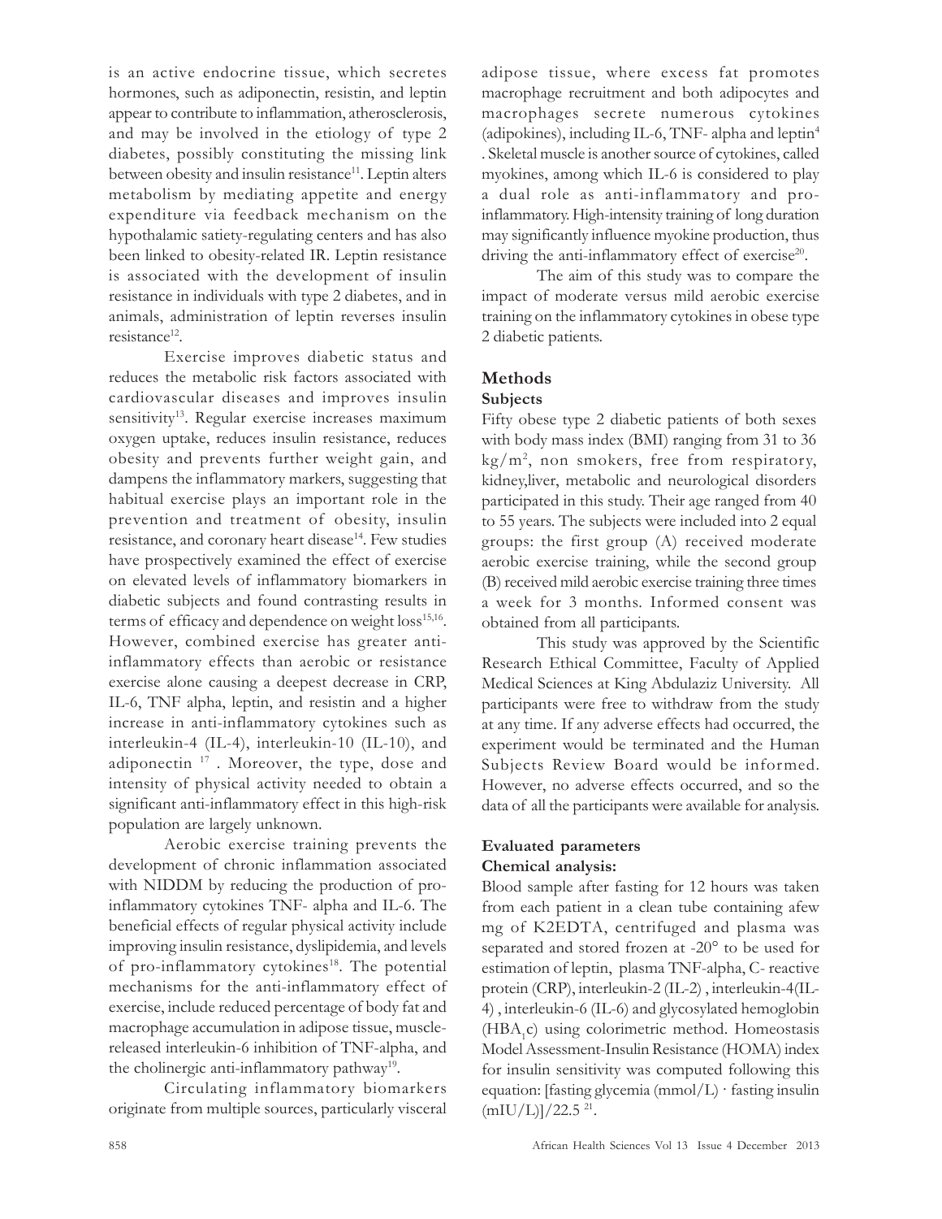is an active endocrine tissue, which secretes hormones, such as adiponectin, resistin, and leptin appear to contribute to inflammation, atherosclerosis, and may be involved in the etiology of type 2 diabetes, possibly constituting the missing link between obesity and insulin resistance[11]. Leptin alters metabolism by mediating appetite and energy expenditure via feedback mechanism on the hypothalamic satiety-regulating centers and has also been linked to obesity-related IR. Leptin resistance is associated with the development of insulin resistance in individuals with type 2 diabetes, and in animals, administration of leptin reverses insulin resistance[12].

Exercise improves diabetic status and reduces the metabolic risk factors associated with cardiovascular diseases and improves insulin sensitivity[13]. Regular exercise increases maximum oxygen uptake, reduces insulin resistance, reduces obesity and prevents further weight gain, and dampens the inflammatory markers, suggesting that habitual exercise plays an important role in the prevention and treatment of obesity, insulin resistance, and coronary heart disease[14]. Few studies have prospectively examined the effect of exercise on elevated levels of inflammatory biomarkers in diabetic subjects and found contrasting results in terms of efficacy and dependence on weight loss[15,16]. However, combined exercise has greater anti-inflammatory effects than aerobic or resistance exercise alone causing a deepest decrease in CRP, IL-6, TNF alpha, leptin, and resistin and a higher increase in anti-inflammatory cytokines such as interleukin-4 (IL-4), interleukin-10 (IL-10), and adiponectin [17]. Moreover, the type, dose and intensity of physical activity needed to obtain a significant anti-inflammatory effect in this high-risk population are largely unknown.

Aerobic exercise training prevents the development of chronic inflammation associated with NIDDM by reducing the production of pro-inflammatory cytokines TNF- alpha and IL-6. The beneficial effects of regular physical activity include improving insulin resistance, dyslipidemia, and levels of pro-inflammatory cytokines[18]. The potential mechanisms for the anti-inflammatory effect of exercise, include reduced percentage of body fat and macrophage accumulation in adipose tissue, muscle-released interleukin-6 inhibition of TNF-alpha, and the cholinergic anti-inflammatory pathway[19].

Circulating inflammatory biomarkers originate from multiple sources, particularly visceral adipose tissue, where excess fat promotes macrophage recruitment and both adipocytes and macrophages secrete numerous cytokines (adipokines), including IL-6, TNF- alpha and leptin[4]. Skeletal muscle is another source of cytokines, called myokines, among which IL-6 is considered to play a dual role as anti-inflammatory and pro-inflammatory. High-intensity training of long duration may significantly influence myokine production, thus driving the anti-inflammatory effect of exercise[20].

The aim of this study was to compare the impact of moderate versus mild aerobic exercise training on the inflammatory cytokines in obese type 2 diabetic patients.

## Methods

### Subjects

Fifty obese type 2 diabetic patients of both sexes with body mass index (BMI) ranging from 31 to 36 $kg/m^2$, non smokers, free from respiratory, kidney,liver, metabolic and neurological disorders participated in this study. Their age ranged from 40 to 55 years. The subjects were included into 2 equal groups: the first group (A) received moderate aerobic exercise training, while the second group (B) received mild aerobic exercise training three times a week for 3 months. Informed consent was obtained from all participants.

This study was approved by the Scientific Research Ethical Committee, Faculty of Applied Medical Sciences at King Abdulaziz University. All participants were free to withdraw from the study at any time. If any adverse effects had occurred, the experiment would be terminated and the Human Subjects Review Board would be informed. However, no adverse effects occurred, and so the data of all the participants were available for analysis.

### Evaluated parameters

**Chemical analysis:**

Blood sample after fasting for 12 hours was taken from each patient in a clean tube containing afew mg of K2EDTA, centrifuged and plasma was separated and stored frozen at -20° to be used for estimation of leptin, plasma TNF-alpha, C- reactive protein (CRP), interleukin-2 (IL-2) , interleukin-4(IL-4) , interleukin-6 (IL-6) and glycosylated hemoglobin ($HBA_1c$) using colorimetric method. Homeostasis Model Assessment-Insulin Resistance (HOMA) index for insulin sensitivity was computed following this equation: [fasting glycemia (mmol/L) · fasting insulin (mIU/L)]/22.5 [21].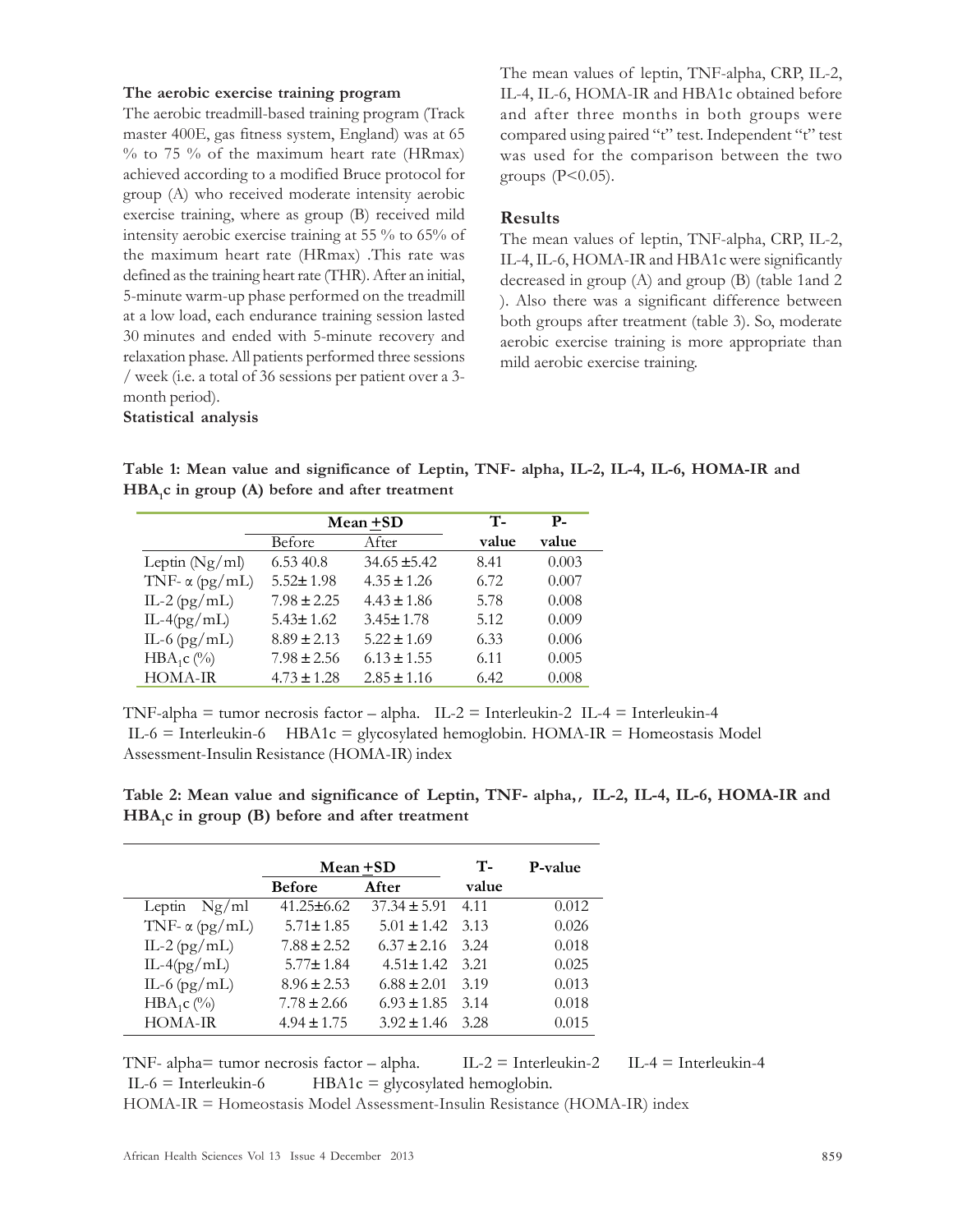### The aerobic exercise training program

The aerobic treadmill-based training program (Track master 400E, gas fitness system, England) was at 65 % to 75 % of the maximum heart rate (HRmax) achieved according to a modified Bruce protocol for group (A) who received moderate intensity aerobic exercise training, where as group (B) received mild intensity aerobic exercise training at 55 % to 65% of the maximum heart rate (HRmax) .This rate was defined as the training heart rate (THR). After an initial, 5-minute warm-up phase performed on the treadmill at a low load, each endurance training session lasted 30 minutes and ended with 5-minute recovery and relaxation phase. All patients performed three sessions / week (i.e. a total of 36 sessions per patient over a 3-month period).

### Statistical analysis

The mean values of leptin, TNF-alpha, CRP, IL-2, IL-4, IL-6, HOMA-IR and HBA1c obtained before and after three months in both groups were compared using paired "t" test. Independent "t" test was used for the comparison between the two groups ($P<0.05$).

## Results

The mean values of leptin, TNF-alpha, CRP, IL-2, IL-4, IL-6, HOMA-IR and HBA1c were significantly decreased in group (A) and group (B) (table 1and 2 ). Also there was a significant difference between both groups after treatment (table 3). So, moderate aerobic exercise training is more appropriate than mild aerobic exercise training.

**Table 1: Mean value and significance of Leptin, TNF- alpha, IL-2, IL-4, IL-6, HOMA-IR and HBA$_1$c in group (A) before and after treatment**

| | Mean +SD | | T-value | P-value |
|---|---|---|---|---|
| | Before | After | | |
| Leptin (Ng/ml) | 6.53 40.8 | 34.65 ±5.42 | 8.41 | 0.003 |
| TNF- α (pg/mL) | 5.52± 1.98 | 4.35 ± 1.26 | 6.72 | 0.007 |
| IL-2 (pg/mL) | 7.98 ± 2.25 | 4.43 ± 1.86 | 5.78 | 0.008 |
| IL-4(pg/mL) | 5.43± 1.62 | 3.45± 1.78 | 5.12 | 0.009 |
| IL-6 (pg/mL) | 8.89 ± 2.13 | 5.22 ± 1.69 | 6.33 | 0.006 |
| HBA$_1$c (%) | 7.98 ± 2.56 | 6.13 ± 1.55 | 6.11 | 0.005 |
| HOMA-IR | 4.73 ± 1.28 | 2.85 ± 1.16 | 6.42 | 0.008 |

TNF-alpha = tumor necrosis factor – alpha. IL-2 = Interleukin-2 IL-4 = Interleukin-4
IL-6 = Interleukin-6 HBA1c = glycosylated hemoglobin. HOMA-IR = Homeostasis Model Assessment-Insulin Resistance (HOMA-IR) index

**Table 2: Mean value and significance of Leptin, TNF- alpha,, IL-2, IL-4, IL-6, HOMA-IR and HBA$_1$c in group (B) before and after treatment**

| | Mean +SD | | T-value | P-value |
|---|---|---|---|---|
| | **Before** | **After** | | |
| Leptin Ng/ml | 41.25±6.62 | 37.34 ± 5.91 | 4.11 | 0.012 |
| TNF- α (pg/mL) | 5.71± 1.85 | 5.01 ± 1.42 | 3.13 | 0.026 |
| IL-2 (pg/mL) | 7.88 ± 2.52 | 6.37 ± 2.16 | 3.24 | 0.018 |
| IL-4(pg/mL) | 5.77± 1.84 | 4.51± 1.42 | 3.21 | 0.025 |
| IL-6 (pg/mL) | 8.96 ± 2.53 | 6.88 ± 2.01 | 3.19 | 0.013 |
| HBA$_1$c (%) | 7.78 ± 2.66 | 6.93 ± 1.85 | 3.14 | 0.018 |
| HOMA-IR | 4.94 ± 1.75 | 3.92 ± 1.46 | 3.28 | 0.015 |

TNF- alpha= tumor necrosis factor – alpha. IL-2 = Interleukin-2 IL-4 = Interleukin-4
IL-6 = Interleukin-6 HBA1c = glycosylated hemoglobin.
HOMA-IR = Homeostasis Model Assessment-Insulin Resistance (HOMA-IR) index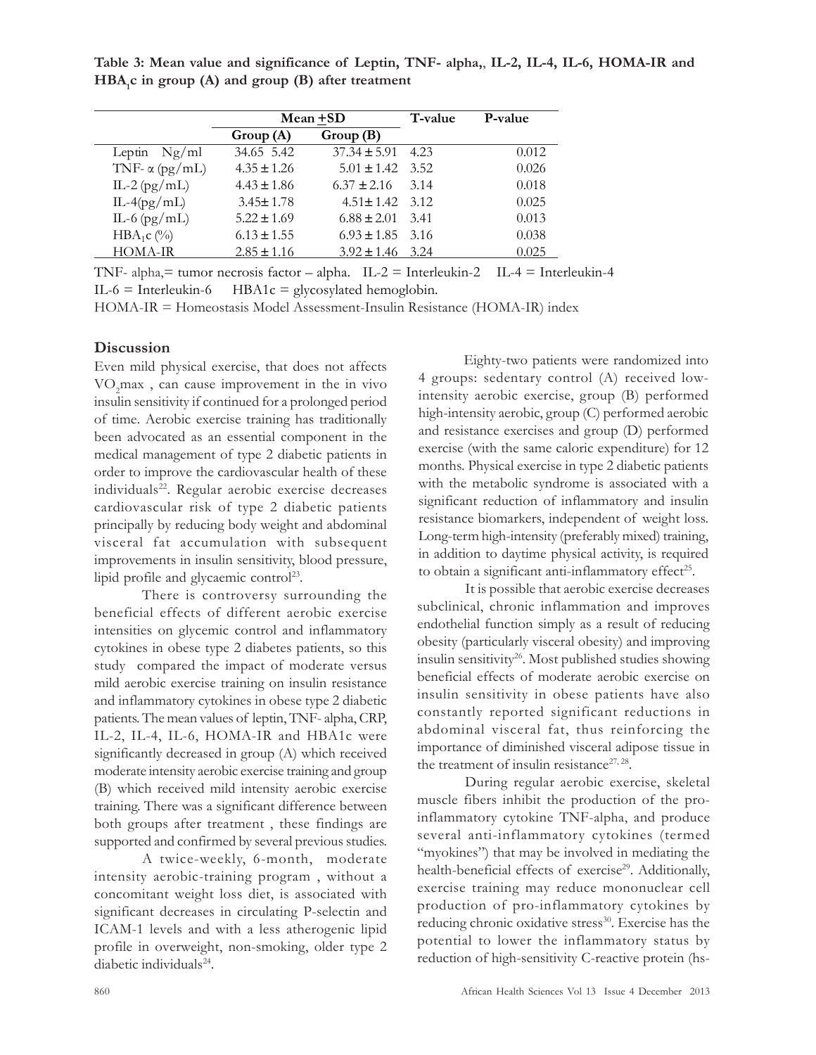**Table 3: Mean value and significance of Leptin, TNF- alpha,, IL-2, IL-4, IL-6, HOMA-IR and HBA$_1$c in group (A) and group (B) after treatment**

| | Mean +SD | | T-value | P-value |
|---|---|---|---|---|
| | Group (A) | Group (B) | | |
| Leptin Ng/ml | 34.65 5.42 | 37.34 ± 5.91 | 4.23 | 0.012 |
| TNF- α (pg/mL) | 4.35 ± 1.26 | 5.01 ± 1.42 | 3.52 | 0.026 |
| IL-2 (pg/mL) | 4.43 ± 1.86 | 6.37 ± 2.16 | 3.14 | 0.018 |
| IL-4(pg/mL) | 3.45± 1.78 | 4.51± 1.42 | 3.12 | 0.025 |
| IL-6 (pg/mL) | 5.22 ± 1.69 | 6.88 ± 2.01 | 3.41 | 0.013 |
| HBA$_1$c (%) | 6.13 ± 1.55 | 6.93 ± 1.85 | 3.16 | 0.038 |
| HOMA-IR | 2.85 ± 1.16 | 3.92 ± 1.46 | 3.24 | 0.025 |

TNF- alpha,= tumor necrosis factor – alpha. IL-2 = Interleukin-2 IL-4 = Interleukin-4
IL-6 = Interleukin-6 HBA1c = glycosylated hemoglobin.
HOMA-IR = Homeostasis Model Assessment-Insulin Resistance (HOMA-IR) index

## Discussion

Even mild physical exercise, that does not affects $VO_2$max , can cause improvement in the in vivo insulin sensitivity if continued for a prolonged period of time. Aerobic exercise training has traditionally been advocated as an essential component in the medical management of type 2 diabetic patients in order to improve the cardiovascular health of these individuals[22]. Regular aerobic exercise decreases cardiovascular risk of type 2 diabetic patients principally by reducing body weight and abdominal visceral fat accumulation with subsequent improvements in insulin sensitivity, blood pressure, lipid profile and glycaemic control[23].

There is controversy surrounding the beneficial effects of different aerobic exercise intensities on glycemic control and inflammatory cytokines in obese type 2 diabetes patients, so this study compared the impact of moderate versus mild aerobic exercise training on insulin resistance and inflammatory cytokines in obese type 2 diabetic patients. The mean values of leptin, TNF- alpha, CRP, IL-2, IL-4, IL-6, HOMA-IR and HBA1c were significantly decreased in group (A) which received moderate intensity aerobic exercise training and group (B) which received mild intensity aerobic exercise training. There was a significant difference between both groups after treatment , these findings are supported and confirmed by several previous studies.

A twice-weekly, 6-month, moderate intensity aerobic-training program , without a concomitant weight loss diet, is associated with significant decreases in circulating P-selectin and ICAM-1 levels and with a less atherogenic lipid profile in overweight, non-smoking, older type 2 diabetic individuals[24].

Eighty-two patients were randomized into 4 groups: sedentary control (A) received low-intensity aerobic exercise, group (B) performed high-intensity aerobic, group (C) performed aerobic and resistance exercises and group (D) performed exercise (with the same caloric expenditure) for 12 months. Physical exercise in type 2 diabetic patients with the metabolic syndrome is associated with a significant reduction of inflammatory and insulin resistance biomarkers, independent of weight loss. Long-term high-intensity (preferably mixed) training, in addition to daytime physical activity, is required to obtain a significant anti-inflammatory effect[25].

It is possible that aerobic exercise decreases subclinical, chronic inflammation and improves endothelial function simply as a result of reducing obesity (particularly visceral obesity) and improving insulin sensitivity[26]. Most published studies showing beneficial effects of moderate aerobic exercise on insulin sensitivity in obese patients have also constantly reported significant reductions in abdominal visceral fat, thus reinforcing the importance of diminished visceral adipose tissue in the treatment of insulin resistance[27, 28].

During regular aerobic exercise, skeletal muscle fibers inhibit the production of the pro-inflammatory cytokine TNF-alpha, and produce several anti-inflammatory cytokines (termed "myokines") that may be involved in mediating the health-beneficial effects of exercise[29]. Additionally, exercise training may reduce mononuclear cell production of pro-inflammatory cytokines by reducing chronic oxidative stress[30]. Exercise has the potential to lower the inflammatory status by reduction of high-sensitivity C-reactive protein (hs-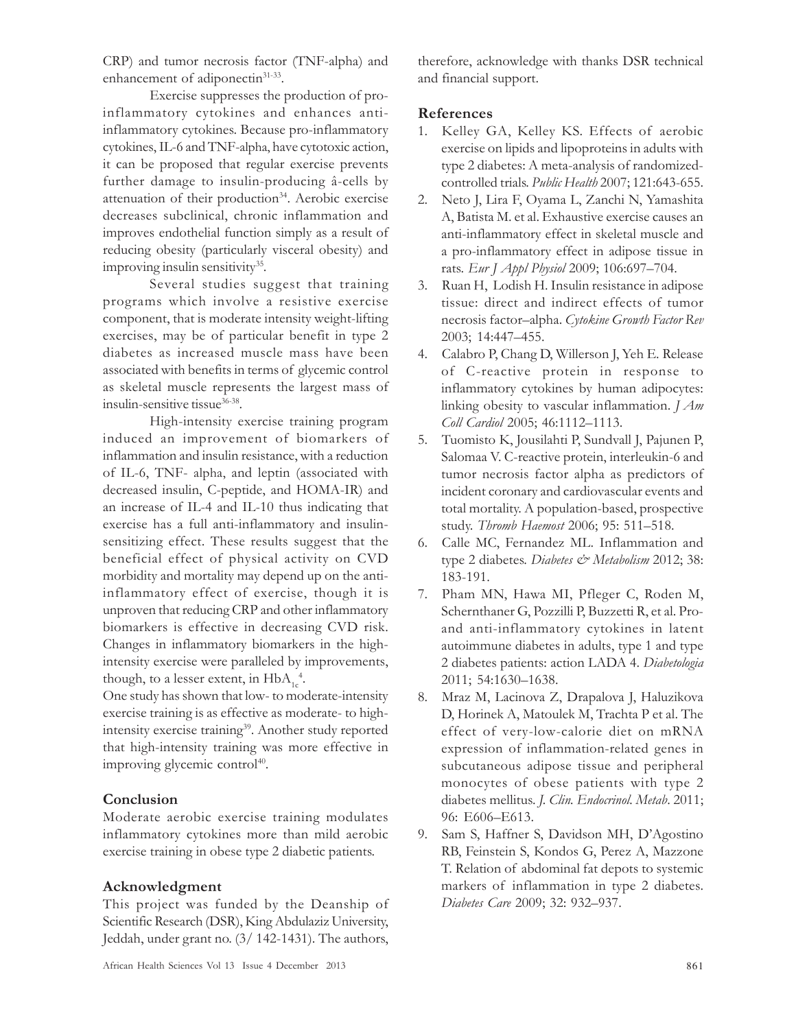CRP) and tumor necrosis factor (TNF-alpha) and enhancement of adiponectin[31-33].

Exercise suppresses the production of pro-inflammatory cytokines and enhances anti-inflammatory cytokines. Because pro-inflammatory cytokines, IL-6 and TNF-alpha, have cytotoxic action, it can be proposed that regular exercise prevents further damage to insulin-producing â-cells by attenuation of their production[34]. Aerobic exercise decreases subclinical, chronic inflammation and improves endothelial function simply as a result of reducing obesity (particularly visceral obesity) and improving insulin sensitivity[35].

Several studies suggest that training programs which involve a resistive exercise component, that is moderate intensity weight-lifting exercises, may be of particular benefit in type 2 diabetes as increased muscle mass have been associated with benefits in terms of glycemic control as skeletal muscle represents the largest mass of insulin-sensitive tissue[36-38].

High-intensity exercise training program induced an improvement of biomarkers of inflammation and insulin resistance, with a reduction of IL-6, TNF- alpha, and leptin (associated with decreased insulin, C-peptide, and HOMA-IR) and an increase of IL-4 and IL-10 thus indicating that exercise has a full anti-inflammatory and insulin-sensitizing effect. These results suggest that the beneficial effect of physical activity on CVD morbidity and mortality may depend up on the anti-inflammatory effect of exercise, though it is unproven that reducing CRP and other inflammatory biomarkers is effective in decreasing CVD risk. Changes in inflammatory biomarkers in the high-intensity exercise were paralleled by improvements, though, to a lesser extent, in $HbA_{1c}$[4].

One study has shown that low- to moderate-intensity exercise training is as effective as moderate- to high-intensity exercise training[39]. Another study reported that high-intensity training was more effective in improving glycemic control[40].

## Conclusion

Moderate aerobic exercise training modulates inflammatory cytokines more than mild aerobic exercise training in obese type 2 diabetic patients.

## Acknowledgment

This project was funded by the Deanship of Scientific Research (DSR), King Abdulaziz University, Jeddah, under grant no. (3/ 142-1431). The authors, therefore, acknowledge with thanks DSR technical and financial support.

## References

1. Kelley GA, Kelley KS. Effects of aerobic exercise on lipids and lipoproteins in adults with type 2 diabetes: A meta-analysis of randomized-controlled trials. *Public Health* 2007; 121:643-655.
2. Neto J, Lira F, Oyama L, Zanchi N, Yamashita A, Batista M. et al. Exhaustive exercise causes an anti-inflammatory effect in skeletal muscle and a pro-inflammatory effect in adipose tissue in rats. *Eur J Appl Physiol* 2009; 106:697–704.
3. Ruan H, Lodish H. Insulin resistance in adipose tissue: direct and indirect effects of tumor necrosis factor–alpha. *Cytokine Growth Factor Rev* 2003; 14:447–455.
4. Calabro P, Chang D, Willerson J, Yeh E. Release of C-reactive protein in response to inflammatory cytokines by human adipocytes: linking obesity to vascular inflammation. *J Am Coll Cardiol* 2005; 46:1112–1113.
5. Tuomisto K, Jousilahti P, Sundvall J, Pajunen P, Salomaa V. C-reactive protein, interleukin-6 and tumor necrosis factor alpha as predictors of incident coronary and cardiovascular events and total mortality. A population-based, prospective study. *Thromb Haemost* 2006; 95: 511–518.
6. Calle MC, Fernandez ML. Inflammation and type 2 diabetes. *Diabetes & Metabolism* 2012; 38: 183-191.
7. Pham MN, Hawa MI, Pfleger C, Roden M, Schernthaner G, Pozzilli P, Buzzetti R, et al. Pro- and anti-inflammatory cytokines in latent autoimmune diabetes in adults, type 1 and type 2 diabetes patients: action LADA 4. *Diabetologia* 2011; 54:1630–1638.
8. Mraz M, Lacinova Z, Drapalova J, Haluzikova D, Horinek A, Matoulek M, Trachta P et al. The effect of very-low-calorie diet on mRNA expression of inflammation-related genes in subcutaneous adipose tissue and peripheral monocytes of obese patients with type 2 diabetes mellitus. *J. Clin. Endocrinol. Metab*. 2011; 96: E606–E613.
9. Sam S, Haffner S, Davidson MH, D'Agostino RB, Feinstein S, Kondos G, Perez A, Mazzone T. Relation of abdominal fat depots to systemic markers of inflammation in type 2 diabetes. *Diabetes Care* 2009; 32: 932–937.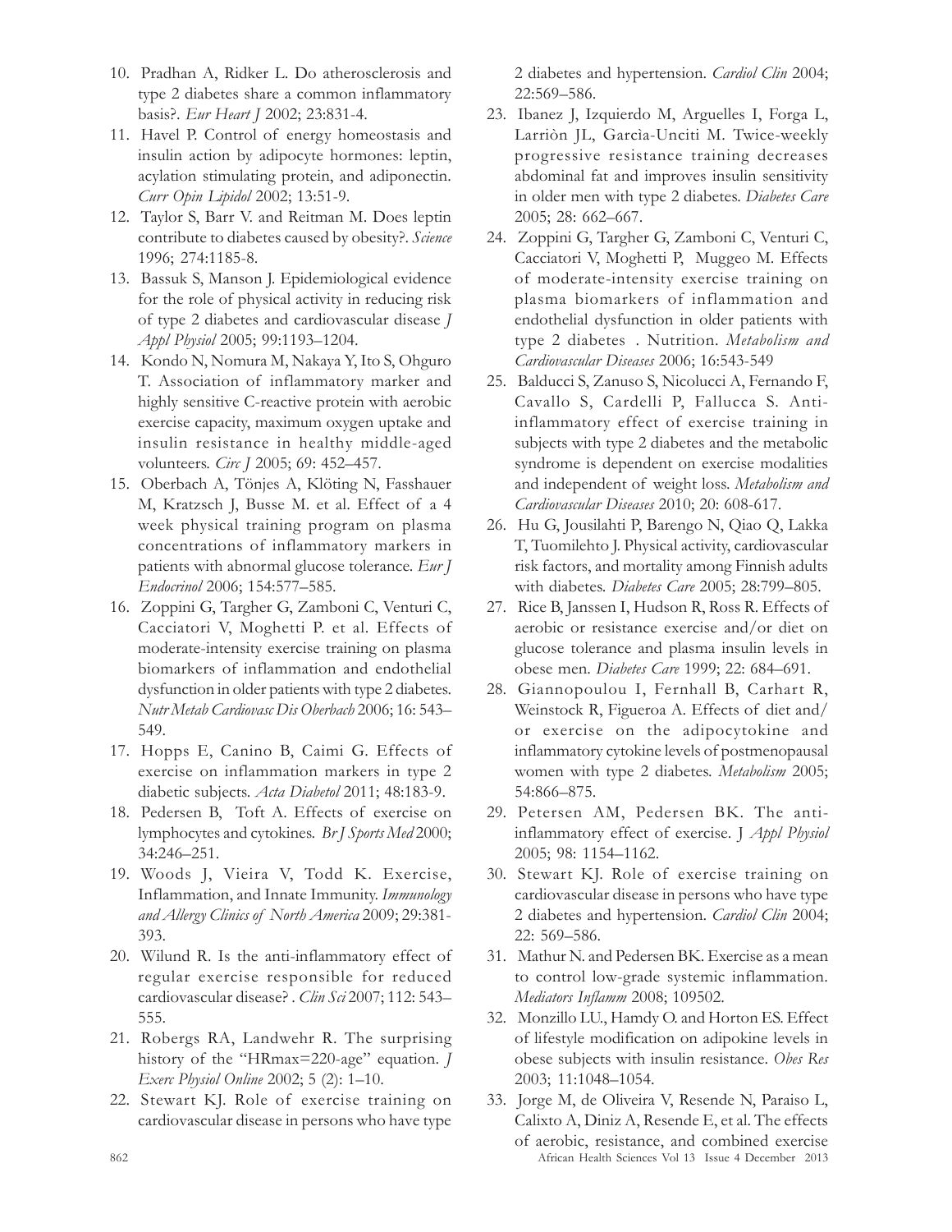10. Pradhan A, Ridker L. Do atherosclerosis and type 2 diabetes share a common inflammatory basis?. *Eur Heart J* 2002; 23:831-4.
11. Havel P. Control of energy homeostasis and insulin action by adipocyte hormones: leptin, acylation stimulating protein, and adiponectin. *Curr Opin Lipidol* 2002; 13:51-9.
12. Taylor S, Barr V. and Reitman M. Does leptin contribute to diabetes caused by obesity?. *Science* 1996; 274:1185-8.
13. Bassuk S, Manson J. Epidemiological evidence for the role of physical activity in reducing risk of type 2 diabetes and cardiovascular disease *J Appl Physiol* 2005; 99:1193–1204.
14. Kondo N, Nomura M, Nakaya Y, Ito S, Ohguro T. Association of inflammatory marker and highly sensitive C-reactive protein with aerobic exercise capacity, maximum oxygen uptake and insulin resistance in healthy middle-aged volunteers. *Circ J* 2005; 69: 452–457.
15. Oberbach A, Tönjes A, Klöting N, Fasshauer M, Kratzsch J, Busse M. et al. Effect of a 4 week physical training program on plasma concentrations of inflammatory markers in patients with abnormal glucose tolerance. *Eur J Endocrinol* 2006; 154:577–585.
16. Zoppini G, Targher G, Zamboni C, Venturi C, Cacciatori V, Moghetti P. et al. Effects of moderate-intensity exercise training on plasma biomarkers of inflammation and endothelial dysfunction in older patients with type 2 diabetes. *Nutr Metab Cardiovasc Dis Oberbach* 2006; 16: 543–549.
17. Hopps E, Canino B, Caimi G. Effects of exercise on inflammation markers in type 2 diabetic subjects. *Acta Diabetol* 2011; 48:183-9.
18. Pedersen B, Toft A. Effects of exercise on lymphocytes and cytokines. *Br J Sports Med* 2000; 34:246–251.
19. Woods J, Vieira V, Todd K. Exercise, Inflammation, and Innate Immunity. *Immunology and Allergy Clinics of North America* 2009; 29:381-393.
20. Wilund R. Is the anti-inflammatory effect of regular exercise responsible for reduced cardiovascular disease? . *Clin Sci* 2007; 112: 543–555.
21. Robergs RA, Landwehr R. The surprising history of the "HRmax=220-age" equation. *J Exerc Physiol Online* 2002; 5 (2): 1–10.
22. Stewart KJ. Role of exercise training on cardiovascular disease in persons who have type 2 diabetes and hypertension. *Cardiol Clin* 2004; 22:569–586.
23. Ibanez J, Izquierdo M, Arguelles I, Forga L, Larriòn JL, Garcìa-Unciti M. Twice-weekly progressive resistance training decreases abdominal fat and improves insulin sensitivity in older men with type 2 diabetes. *Diabetes Care* 2005; 28: 662–667.
24. Zoppini G, Targher G, Zamboni C, Venturi C, Cacciatori V, Moghetti P, Muggeo M. Effects of moderate-intensity exercise training on plasma biomarkers of inflammation and endothelial dysfunction in older patients with type 2 diabetes . Nutrition. *Metabolism and Cardiovascular Diseases* 2006; 16:543-549
25. Balducci S, Zanuso S, Nicolucci A, Fernando F, Cavallo S, Cardelli P, Fallucca S. Anti-inflammatory effect of exercise training in subjects with type 2 diabetes and the metabolic syndrome is dependent on exercise modalities and independent of weight loss. *Metabolism and Cardiovascular Diseases* 2010; 20: 608-617.
26. Hu G, Jousilahti P, Barengo N, Qiao Q, Lakka T, Tuomilehto J. Physical activity, cardiovascular risk factors, and mortality among Finnish adults with diabetes. *Diabetes Care* 2005; 28:799–805.
27. Rice B, Janssen I, Hudson R, Ross R. Effects of aerobic or resistance exercise and/or diet on glucose tolerance and plasma insulin levels in obese men. *Diabetes Care* 1999; 22: 684–691.
28. Giannopoulou I, Fernhall B, Carhart R, Weinstock R, Figueroa A. Effects of diet and/or exercise on the adipocytokine and inflammatory cytokine levels of postmenopausal women with type 2 diabetes. *Metabolism* 2005; 54:866–875.
29. Petersen AM, Pedersen BK. The anti-inflammatory effect of exercise. J *Appl Physiol* 2005; 98: 1154–1162.
30. Stewart KJ. Role of exercise training on cardiovascular disease in persons who have type 2 diabetes and hypertension. *Cardiol Clin* 2004; 22: 569–586.
31. Mathur N. and Pedersen BK. Exercise as a mean to control low-grade systemic inflammation. *Mediators Inflamm* 2008; 109502.
32. Monzillo LU., Hamdy O. and Horton ES. Effect of lifestyle modification on adipokine levels in obese subjects with insulin resistance. *Obes Res* 2003; 11:1048–1054.
33. Jorge M, de Oliveira V, Resende N, Paraiso L, Calixto A, Diniz A, Resende E, et al. The effects of aerobic, resistance, and combined exercise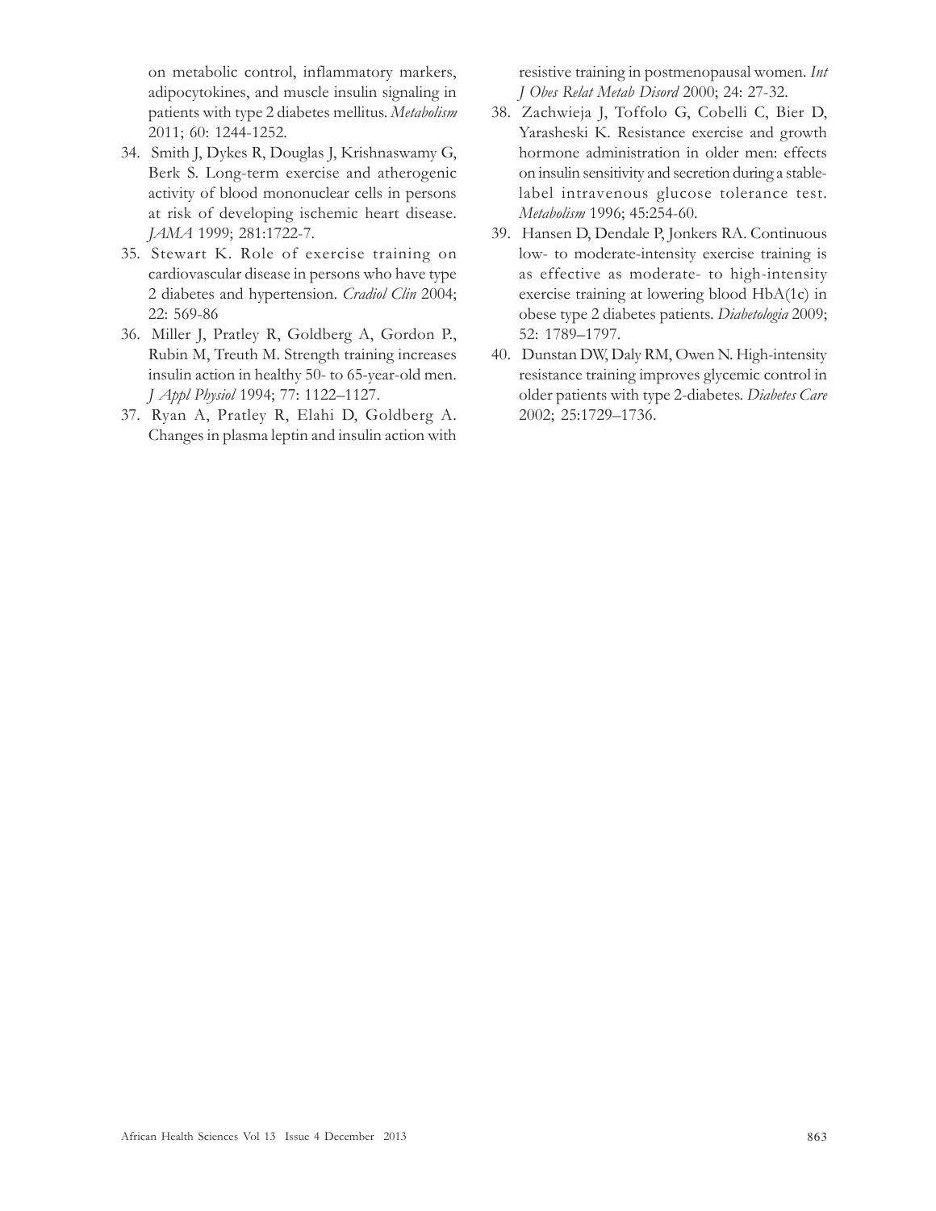on metabolic control, inflammatory markers, adipocytokines, and muscle insulin signaling in patients with type 2 diabetes mellitus. *Metabolism* 2011; 60: 1244-1252.

34. Smith J, Dykes R, Douglas J, Krishnaswamy G, Berk S. Long-term exercise and atherogenic activity of blood mononuclear cells in persons at risk of developing ischemic heart disease. *JAMA* 1999; 281:1722-7.
35. Stewart K. Role of exercise training on cardiovascular disease in persons who have type 2 diabetes and hypertension. *Cradiol Clin* 2004; 22: 569-86
36. Miller J, Pratley R, Goldberg A, Gordon P., Rubin M, Treuth M. Strength training increases insulin action in healthy 50- to 65-year-old men. *J Appl Physiol* 1994; 77: 1122–1127.
37. Ryan A, Pratley R, Elahi D, Goldberg A. Changes in plasma leptin and insulin action with resistive training in postmenopausal women. *Int J Obes Relat Metab Disord* 2000; 24: 27-32.
38. Zachwieja J, Toffolo G, Cobelli C, Bier D, Yarasheski K. Resistance exercise and growth hormone administration in older men: effects on insulin sensitivity and secretion during a stable-label intravenous glucose tolerance test. *Metabolism* 1996; 45:254-60.
39. Hansen D, Dendale P, Jonkers RA. Continuous low- to moderate-intensity exercise training is as effective as moderate- to high-intensity exercise training at lowering blood HbA(1c) in obese type 2 diabetes patients. *Diabetologia* 2009; 52: 1789–1797.
40. Dunstan DW, Daly RM, Owen N. High-intensity resistance training improves glycemic control in older patients with type 2-diabetes. *Diabetes Care* 2002; 25:1729–1736.